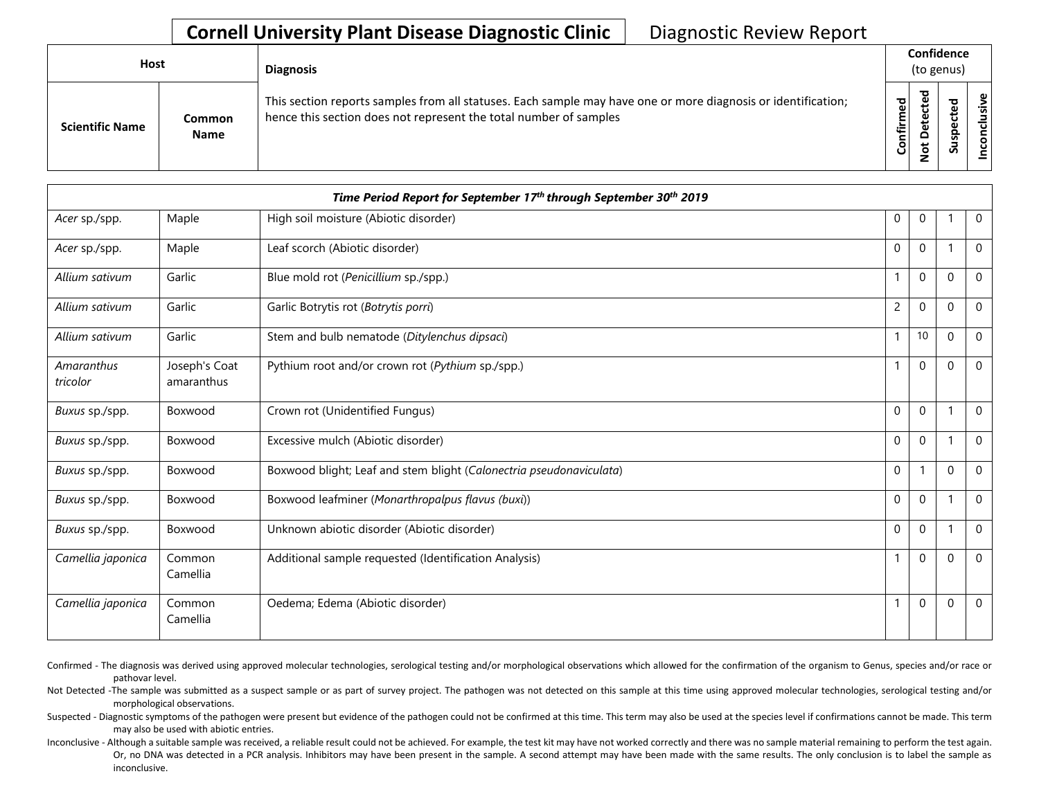# Cornell University Plant Disease Diagnostic Clinic

Diagnostic Review Report

| Host | | Diagnosis | Confidence (to genus) | | | |
|---|---|---|---|---|---|---|
| Scientific Name | Common Name | This section reports samples from all statuses. Each sample may have one or more diagnosis or identification; hence this section does not represent the total number of samples | Confirmed | Not Detected | Suspected | Inconclusive |

| *Time Period Report for September 17th through September 30th 2019* | | | | | | |
|---|---|---|---|---|---|---|
| *Acer* sp./spp. | Maple | High soil moisture (Abiotic disorder) | 0 | 0 | 1 | 0 |
| *Acer* sp./spp. | Maple | Leaf scorch (Abiotic disorder) | 0 | 0 | 1 | 0 |
| *Allium sativum* | Garlic | Blue mold rot (*Penicillium* sp./spp.) | 1 | 0 | 0 | 0 |
| *Allium sativum* | Garlic | Garlic Botrytis rot (*Botrytis porri*) | 2 | 0 | 0 | 0 |
| *Allium sativum* | Garlic | Stem and bulb nematode (*Ditylenchus dipsaci*) | 1 | 10 | 0 | 0 |
| *Amaranthus tricolor* | Joseph's Coat amaranthus | Pythium root and/or crown rot (*Pythium* sp./spp.) | 1 | 0 | 0 | 0 |
| *Buxus* sp./spp. | Boxwood | Crown rot (Unidentified Fungus) | 0 | 0 | 1 | 0 |
| *Buxus* sp./spp. | Boxwood | Excessive mulch (Abiotic disorder) | 0 | 0 | 1 | 0 |
| *Buxus* sp./spp. | Boxwood | Boxwood blight; Leaf and stem blight (*Calonectria pseudonaviculata*) | 0 | 1 | 0 | 0 |
| *Buxus* sp./spp. | Boxwood | Boxwood leafminer (*Monarthropalpus flavus (buxi)*) | 0 | 0 | 1 | 0 |
| *Buxus* sp./spp. | Boxwood | Unknown abiotic disorder (Abiotic disorder) | 0 | 0 | 1 | 0 |
| *Camellia japonica* | Common Camellia | Additional sample requested (Identification Analysis) | 1 | 0 | 0 | 0 |
| *Camellia japonica* | Common Camellia | Oedema; Edema (Abiotic disorder) | 1 | 0 | 0 | 0 |

Confirmed - The diagnosis was derived using approved molecular technologies, serological testing and/or morphological observations which allowed for the confirmation of the organism to Genus, species and/or race or pathovar level.

Not Detected -The sample was submitted as a suspect sample or as part of survey project. The pathogen was not detected on this sample at this time using approved molecular technologies, serological testing and/or morphological observations.

Suspected - Diagnostic symptoms of the pathogen were present but evidence of the pathogen could not be confirmed at this time. This term may also be used at the species level if confirmations cannot be made. This term may also be used with abiotic entries.

Inconclusive - Although a suitable sample was received, a reliable result could not be achieved. For example, the test kit may have not worked correctly and there was no sample material remaining to perform the test again. Or, no DNA was detected in a PCR analysis. Inhibitors may have been present in the sample. A second attempt may have been made with the same results. The only conclusion is to label the sample as inconclusive.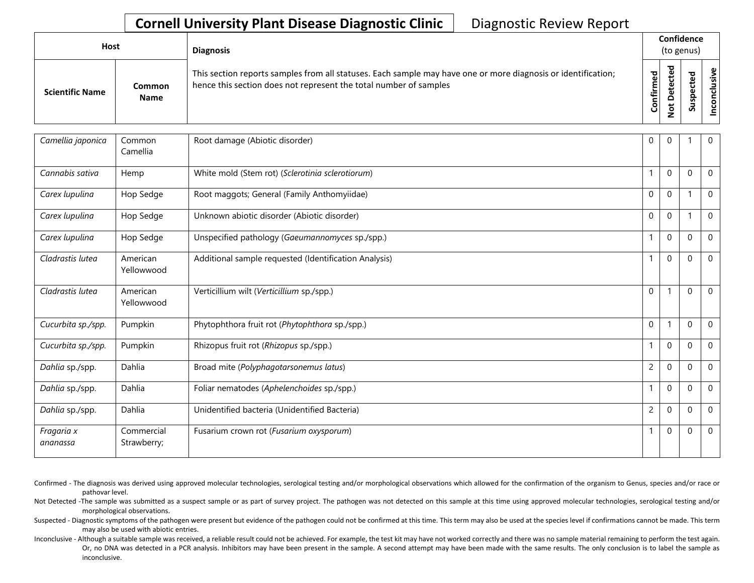# Cornell University Plant Disease Diagnostic Clinic — Diagnostic Review Report

| Host | | Diagnosis | Confidence (to genus) | | | |
|---|---|---|---|---|---|---|
| Scientific Name | Common Name | This section reports samples from all statuses. Each sample may have one or more diagnosis or identification; hence this section does not represent the total number of samples | Confirmed | Not Detected | Suspected | Inconclusive |
| *Camellia japonica* | Common Camellia | Root damage (Abiotic disorder) | 0 | 0 | 1 | 0 |
| *Cannabis sativa* | Hemp | White mold (Stem rot) (*Sclerotinia sclerotiorum*) | 1 | 0 | 0 | 0 |
| *Carex lupulina* | Hop Sedge | Root maggots; General (Family Anthomyiidae) | 0 | 0 | 1 | 0 |
| *Carex lupulina* | Hop Sedge | Unknown abiotic disorder (Abiotic disorder) | 0 | 0 | 1 | 0 |
| *Carex lupulina* | Hop Sedge | Unspecified pathology (*Gaeumannomyces* sp./spp.) | 1 | 0 | 0 | 0 |
| *Cladrastis lutea* | American Yellowwood | Additional sample requested (Identification Analysis) | 1 | 0 | 0 | 0 |
| *Cladrastis lutea* | American Yellowwood | Verticillium wilt (*Verticillium* sp./spp.) | 0 | 1 | 0 | 0 |
| *Cucurbita sp./spp.* | Pumpkin | Phytophthora fruit rot (*Phytophthora* sp./spp.) | 0 | 1 | 0 | 0 |
| *Cucurbita sp./spp.* | Pumpkin | Rhizopus fruit rot (*Rhizopus* sp./spp.) | 1 | 0 | 0 | 0 |
| *Dahlia* sp./spp. | Dahlia | Broad mite (*Polyphagotarsonemus latus*) | 2 | 0 | 0 | 0 |
| *Dahlia* sp./spp. | Dahlia | Foliar nematodes (*Aphelenchoides* sp./spp.) | 1 | 0 | 0 | 0 |
| *Dahlia* sp./spp. | Dahlia | Unidentified bacteria (Unidentified Bacteria) | 2 | 0 | 0 | 0 |
| *Fragaria x ananassa* | Commercial Strawberry; | Fusarium crown rot (*Fusarium oxysporum*) | 1 | 0 | 0 | 0 |

Confirmed - The diagnosis was derived using approved molecular technologies, serological testing and/or morphological observations which allowed for the confirmation of the organism to Genus, species and/or race or pathovar level.

Not Detected -The sample was submitted as a suspect sample or as part of survey project. The pathogen was not detected on this sample at this time using approved molecular technologies, serological testing and/or morphological observations.

Suspected - Diagnostic symptoms of the pathogen were present but evidence of the pathogen could not be confirmed at this time. This term may also be used at the species level if confirmations cannot be made. This term may also be used with abiotic entries.

Inconclusive - Although a suitable sample was received, a reliable result could not be achieved. For example, the test kit may have not worked correctly and there was no sample material remaining to perform the test again. Or, no DNA was detected in a PCR analysis. Inhibitors may have been present in the sample. A second attempt may have been made with the same results. The only conclusion is to label the sample as inconclusive.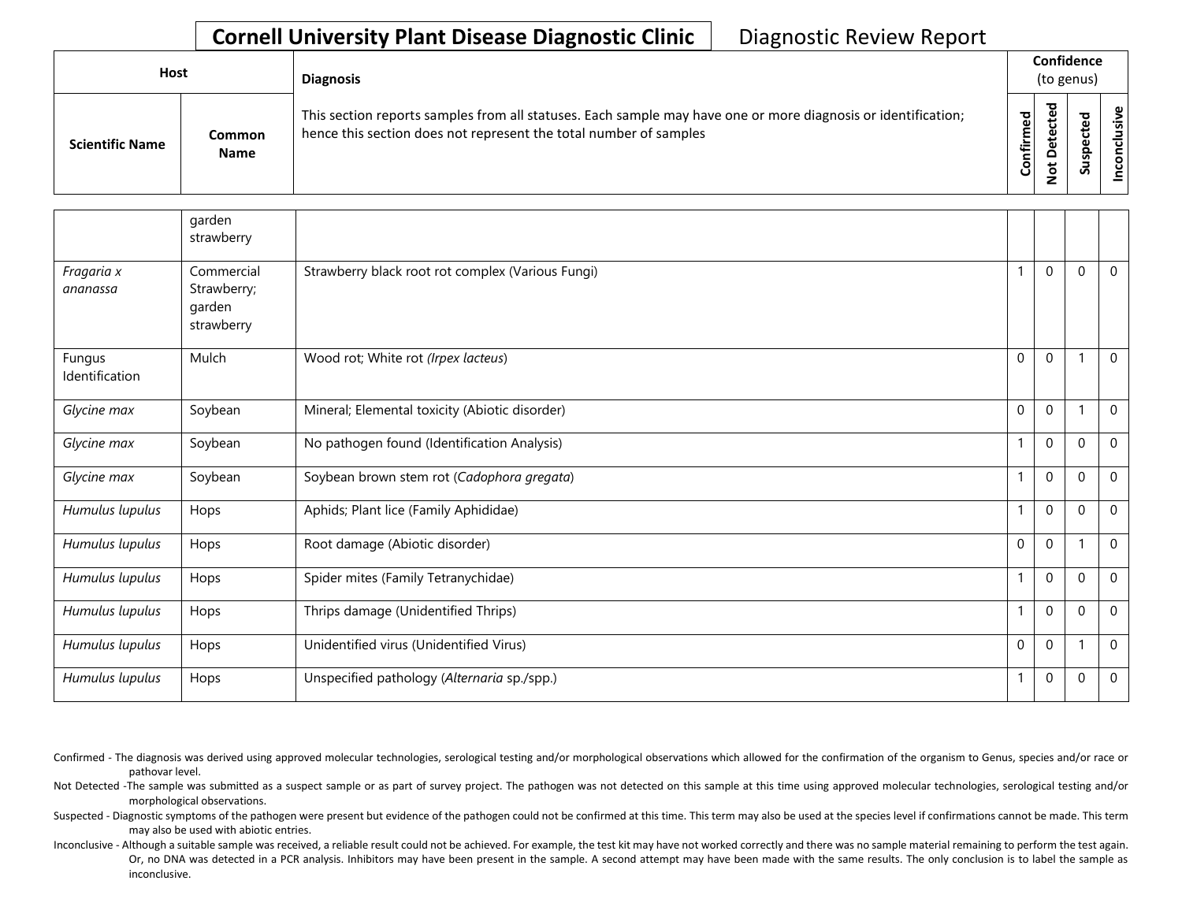## Cornell University Plant Disease Diagnostic Clinic — Diagnostic Review Report

| Host | | Diagnosis | Confidence (to genus) | | | |
|---|---|---|---|---|---|---|
| Scientific Name | Common Name | This section reports samples from all statuses. Each sample may have one or more diagnosis or identification; hence this section does not represent the total number of samples | Confirmed | Not Detected | Suspected | Inconclusive |
| | garden strawberry | | | | | |
| *Fragaria x ananassa* | Commercial Strawberry; garden strawberry | Strawberry black root rot complex (Various Fungi) | 1 | 0 | 0 | 0 |
| Fungus Identification | Mulch | Wood rot; White rot (*Irpex lacteus*) | 0 | 0 | 1 | 0 |
| *Glycine max* | Soybean | Mineral; Elemental toxicity (Abiotic disorder) | 0 | 0 | 1 | 0 |
| *Glycine max* | Soybean | No pathogen found (Identification Analysis) | 1 | 0 | 0 | 0 |
| *Glycine max* | Soybean | Soybean brown stem rot (*Cadophora gregata*) | 1 | 0 | 0 | 0 |
| *Humulus lupulus* | Hops | Aphids; Plant lice (Family Aphididae) | 1 | 0 | 0 | 0 |
| *Humulus lupulus* | Hops | Root damage (Abiotic disorder) | 0 | 0 | 1 | 0 |
| *Humulus lupulus* | Hops | Spider mites (Family Tetranychidae) | 1 | 0 | 0 | 0 |
| *Humulus lupulus* | Hops | Thrips damage (Unidentified Thrips) | 1 | 0 | 0 | 0 |
| *Humulus lupulus* | Hops | Unidentified virus (Unidentified Virus) | 0 | 0 | 1 | 0 |
| *Humulus lupulus* | Hops | Unspecified pathology (*Alternaria* sp./spp.) | 1 | 0 | 0 | 0 |

Confirmed - The diagnosis was derived using approved molecular technologies, serological testing and/or morphological observations which allowed for the confirmation of the organism to Genus, species and/or race or pathovar level.

Not Detected -The sample was submitted as a suspect sample or as part of survey project. The pathogen was not detected on this sample at this time using approved molecular technologies, serological testing and/or morphological observations.

Suspected - Diagnostic symptoms of the pathogen were present but evidence of the pathogen could not be confirmed at this time. This term may also be used at the species level if confirmations cannot be made. This term may also be used with abiotic entries.

Inconclusive - Although a suitable sample was received, a reliable result could not be achieved. For example, the test kit may have not worked correctly and there was no sample material remaining to perform the test again. Or, no DNA was detected in a PCR analysis. Inhibitors may have been present in the sample. A second attempt may have been made with the same results. The only conclusion is to label the sample as inconclusive.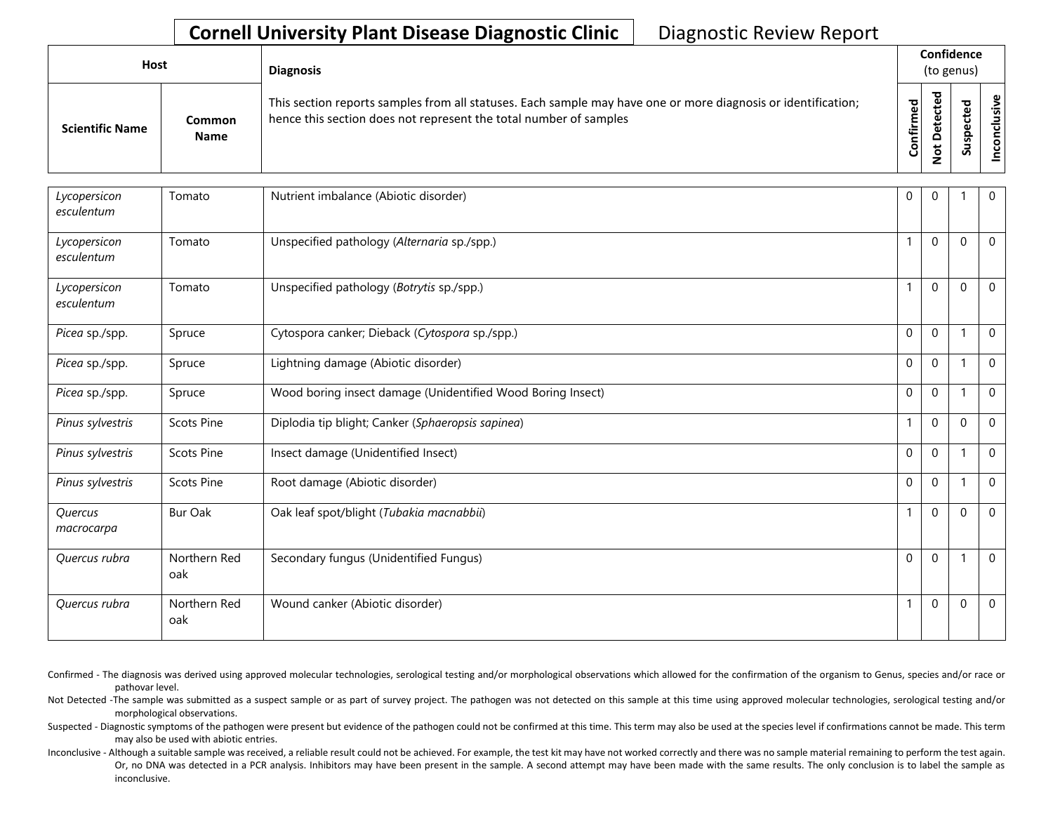**Cornell University Plant Disease Diagnostic Clinic** Diagnostic Review Report

| Host | | Diagnosis | Confidence (to genus) | | | |
|---|---|---|---|---|---|---|
| Scientific Name | Common Name | This section reports samples from all statuses. Each sample may have one or more diagnosis or identification; hence this section does not represent the total number of samples | Confirmed | Not Detected | Suspected | Inconclusive |
| *Lycopersicon esculentum* | Tomato | Nutrient imbalance (Abiotic disorder) | 0 | 0 | 1 | 0 |
| *Lycopersicon esculentum* | Tomato | Unspecified pathology (*Alternaria* sp./spp.) | 1 | 0 | 0 | 0 |
| *Lycopersicon esculentum* | Tomato | Unspecified pathology (*Botrytis* sp./spp.) | 1 | 0 | 0 | 0 |
| *Picea* sp./spp. | Spruce | Cytospora canker; Dieback (*Cytospora* sp./spp.) | 0 | 0 | 1 | 0 |
| *Picea* sp./spp. | Spruce | Lightning damage (Abiotic disorder) | 0 | 0 | 1 | 0 |
| *Picea* sp./spp. | Spruce | Wood boring insect damage (Unidentified Wood Boring Insect) | 0 | 0 | 1 | 0 |
| *Pinus sylvestris* | Scots Pine | Diplodia tip blight; Canker (*Sphaeropsis sapinea*) | 1 | 0 | 0 | 0 |
| *Pinus sylvestris* | Scots Pine | Insect damage (Unidentified Insect) | 0 | 0 | 1 | 0 |
| *Pinus sylvestris* | Scots Pine | Root damage (Abiotic disorder) | 0 | 0 | 1 | 0 |
| *Quercus macrocarpa* | Bur Oak | Oak leaf spot/blight (*Tubakia macnabbii*) | 1 | 0 | 0 | 0 |
| *Quercus rubra* | Northern Red oak | Secondary fungus (Unidentified Fungus) | 0 | 0 | 1 | 0 |
| *Quercus rubra* | Northern Red oak | Wound canker (Abiotic disorder) | 1 | 0 | 0 | 0 |

Confirmed - The diagnosis was derived using approved molecular technologies, serological testing and/or morphological observations which allowed for the confirmation of the organism to Genus, species and/or race or pathovar level.

Not Detected -The sample was submitted as a suspect sample or as part of survey project. The pathogen was not detected on this sample at this time using approved molecular technologies, serological testing and/or morphological observations.

Suspected - Diagnostic symptoms of the pathogen were present but evidence of the pathogen could not be confirmed at this time. This term may also be used at the species level if confirmations cannot be made. This term may also be used with abiotic entries.

Inconclusive - Although a suitable sample was received, a reliable result could not be achieved. For example, the test kit may have not worked correctly and there was no sample material remaining to perform the test again. Or, no DNA was detected in a PCR analysis. Inhibitors may have been present in the sample. A second attempt may have been made with the same results. The only conclusion is to label the sample as inconclusive.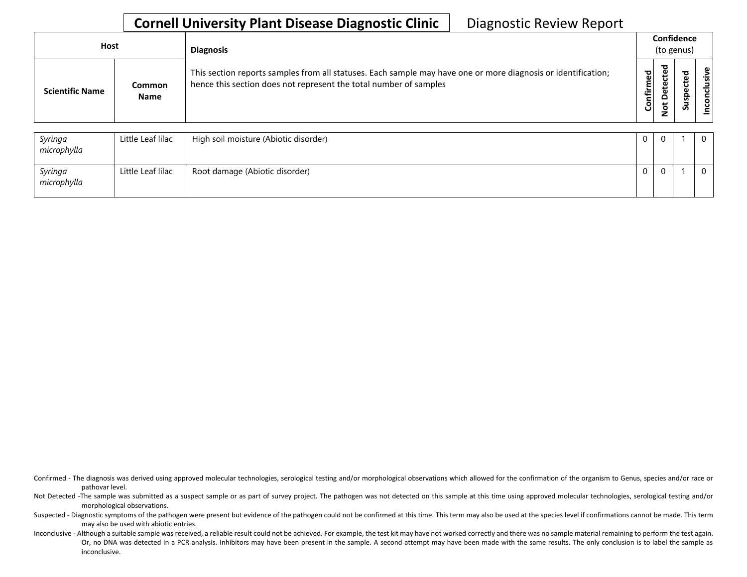## Cornell University Plant Disease Diagnostic Clinic — Diagnostic Review Report

| Host | | Diagnosis | Confidence (to genus) | | | |
|---|---|---|---|---|---|---|
| **Scientific Name** | **Common Name** | This section reports samples from all statuses. Each sample may have one or more diagnosis or identification; hence this section does not represent the total number of samples | **Confirmed** | **Not Detected** | **Suspected** | **Inconclusive** |
| *Syringa microphylla* | Little Leaf lilac | High soil moisture (Abiotic disorder) | 0 | 0 | 1 | 0 |
| *Syringa microphylla* | Little Leaf lilac | Root damage (Abiotic disorder) | 0 | 0 | 1 | 0 |

Confirmed - The diagnosis was derived using approved molecular technologies, serological testing and/or morphological observations which allowed for the confirmation of the organism to Genus, species and/or race or pathovar level.

Not Detected -The sample was submitted as a suspect sample or as part of survey project. The pathogen was not detected on this sample at this time using approved molecular technologies, serological testing and/or morphological observations.

Suspected - Diagnostic symptoms of the pathogen were present but evidence of the pathogen could not be confirmed at this time. This term may also be used at the species level if confirmations cannot be made. This term may also be used with abiotic entries.

Inconclusive - Although a suitable sample was received, a reliable result could not be achieved. For example, the test kit may have not worked correctly and there was no sample material remaining to perform the test again. Or, no DNA was detected in a PCR analysis. Inhibitors may have been present in the sample. A second attempt may have been made with the same results. The only conclusion is to label the sample as inconclusive.